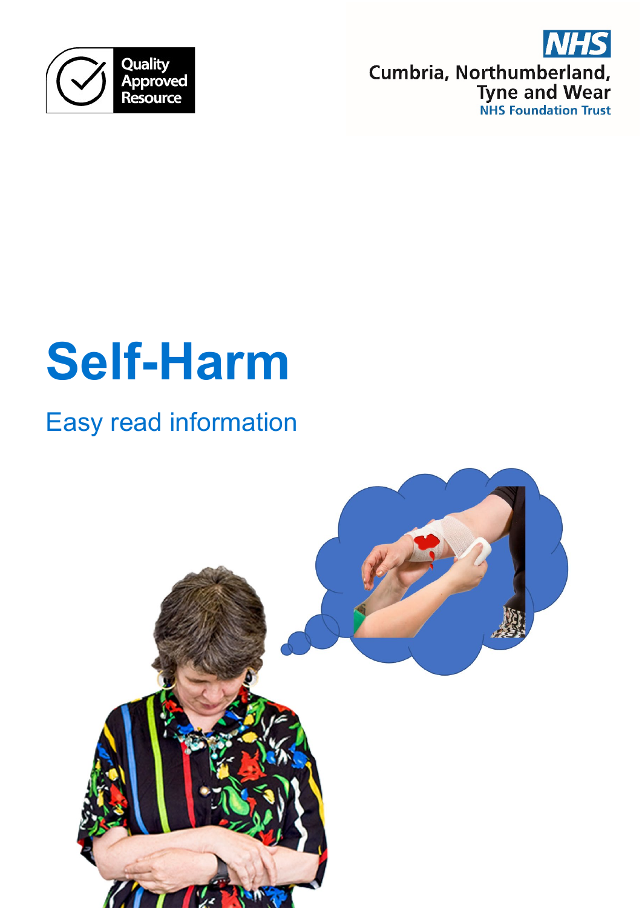Quality Approved Resource

NHS
Cumbria, Northumberland, Tyne and Wear
NHS Foundation Trust

# Self-Harm

## Easy read information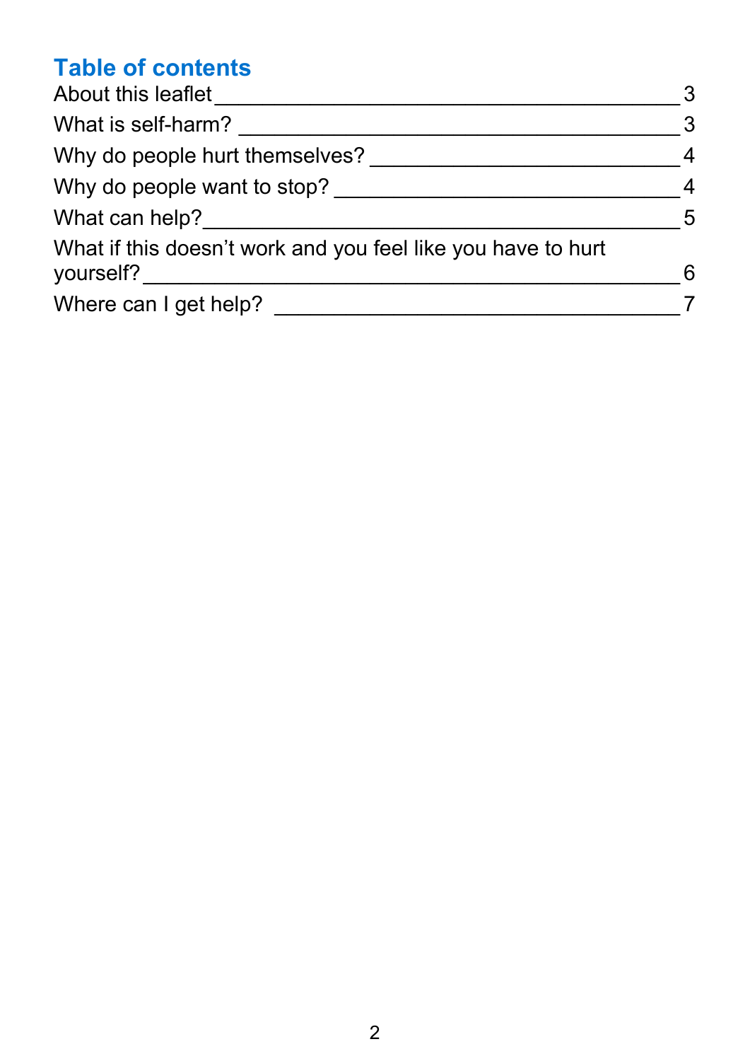## Table of contents

About this leaflet ____________________ 3

What is self-harm? ____________________ 3

Why do people hurt themselves? ____________________ 4

Why do people want to stop? ____________________ 4

What can help? ____________________ 5

What if this doesn’t work and you feel like you have to hurt yourself? ____________________ 6

Where can I get help? ____________________ 7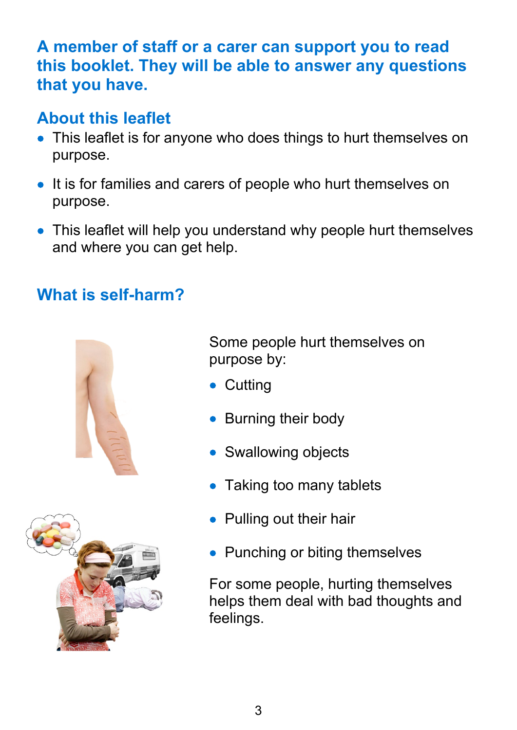**A member of staff or a carer can support you to read this booklet. They will be able to answer any questions that you have.**

## About this leaflet

- This leaflet is for anyone who does things to hurt themselves on purpose.
- It is for families and carers of people who hurt themselves on purpose.
- This leaflet will help you understand why people hurt themselves and where you can get help.

## What is self-harm?

Some people hurt themselves on purpose by:

- Cutting
- Burning their body
- Swallowing objects
- Taking too many tablets
- Pulling out their hair
- Punching or biting themselves

For some people, hurting themselves helps them deal with bad thoughts and feelings.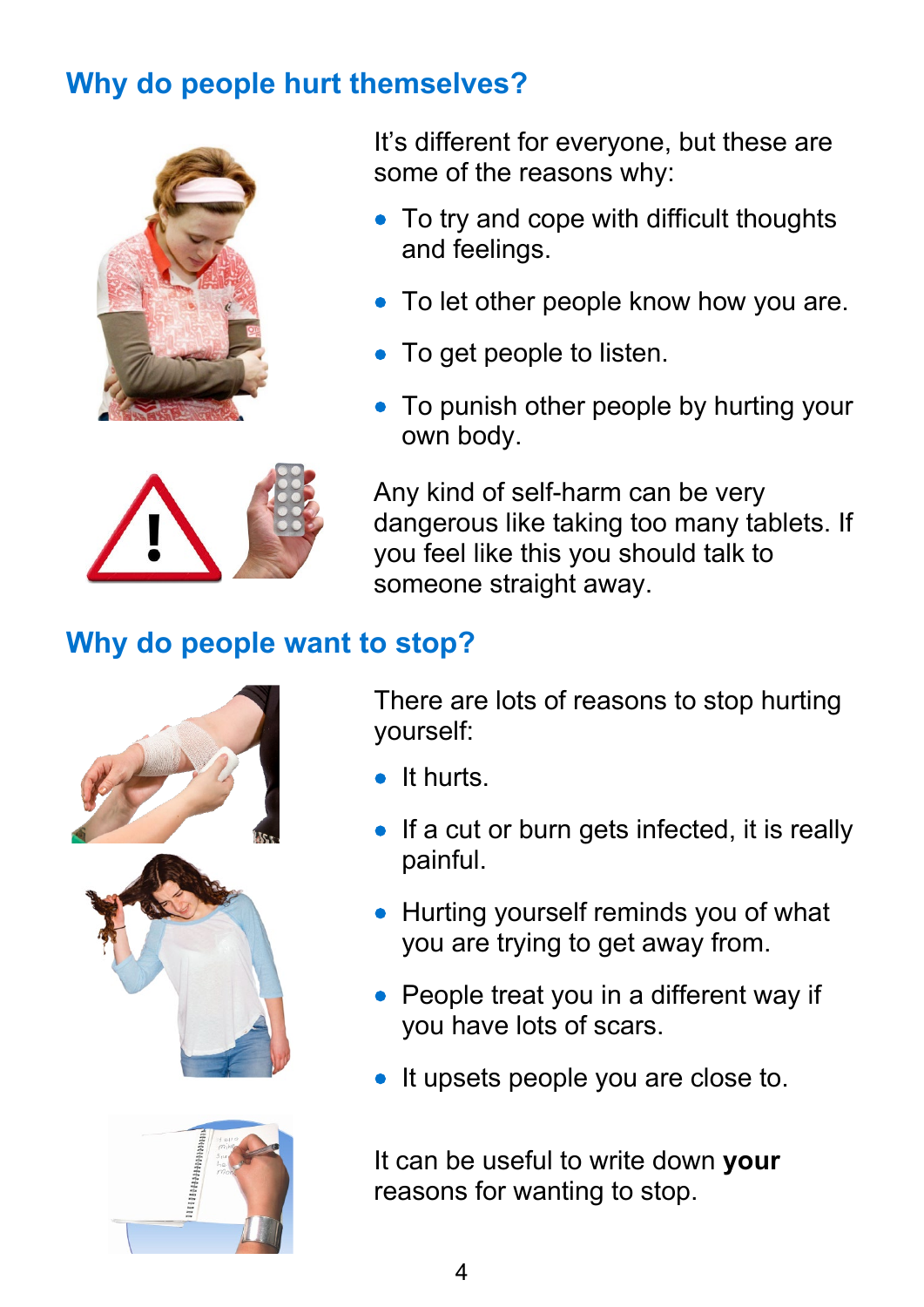## Why do people hurt themselves?

It's different for everyone, but these are some of the reasons why:

- To try and cope with difficult thoughts and feelings.
- To let other people know how you are.
- To get people to listen.
- To punish other people by hurting your own body.

Any kind of self-harm can be very dangerous like taking too many tablets. If you feel like this you should talk to someone straight away.

## Why do people want to stop?

There are lots of reasons to stop hurting yourself:

- It hurts.
- If a cut or burn gets infected, it is really painful.
- Hurting yourself reminds you of what you are trying to get away from.
- People treat you in a different way if you have lots of scars.
- It upsets people you are close to.

It can be useful to write down **your** reasons for wanting to stop.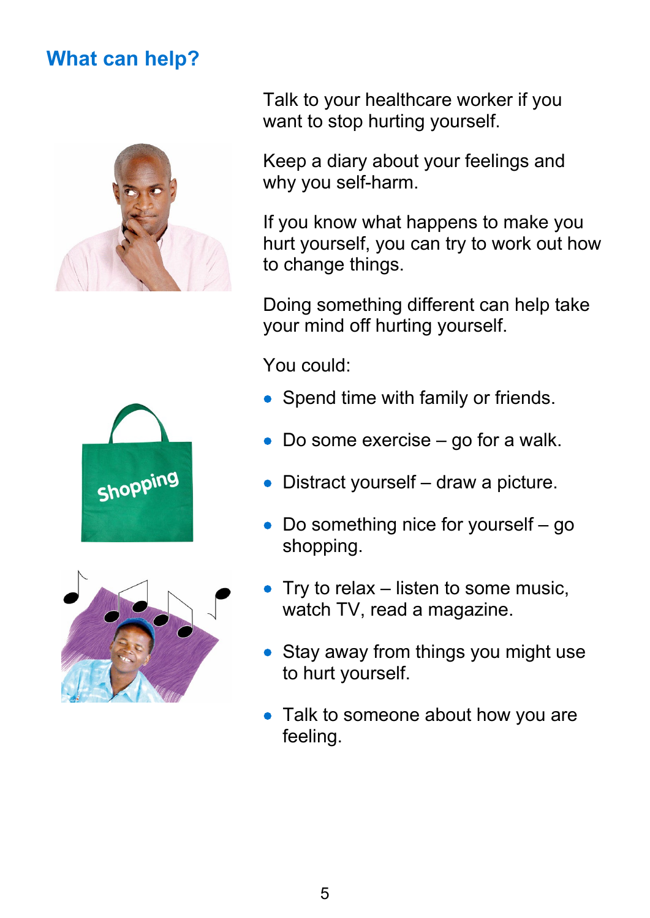## What can help?

Talk to your healthcare worker if you want to stop hurting yourself.

Keep a diary about your feelings and why you self-harm.

If you know what happens to make you hurt yourself, you can try to work out how to change things.

Doing something different can help take your mind off hurting yourself.

You could:

- Spend time with family or friends.
- Do some exercise – go for a walk.
- Distract yourself – draw a picture.
- Do something nice for yourself – go shopping.
- Try to relax – listen to some music, watch TV, read a magazine.
- Stay away from things you might use to hurt yourself.
- Talk to someone about how you are feeling.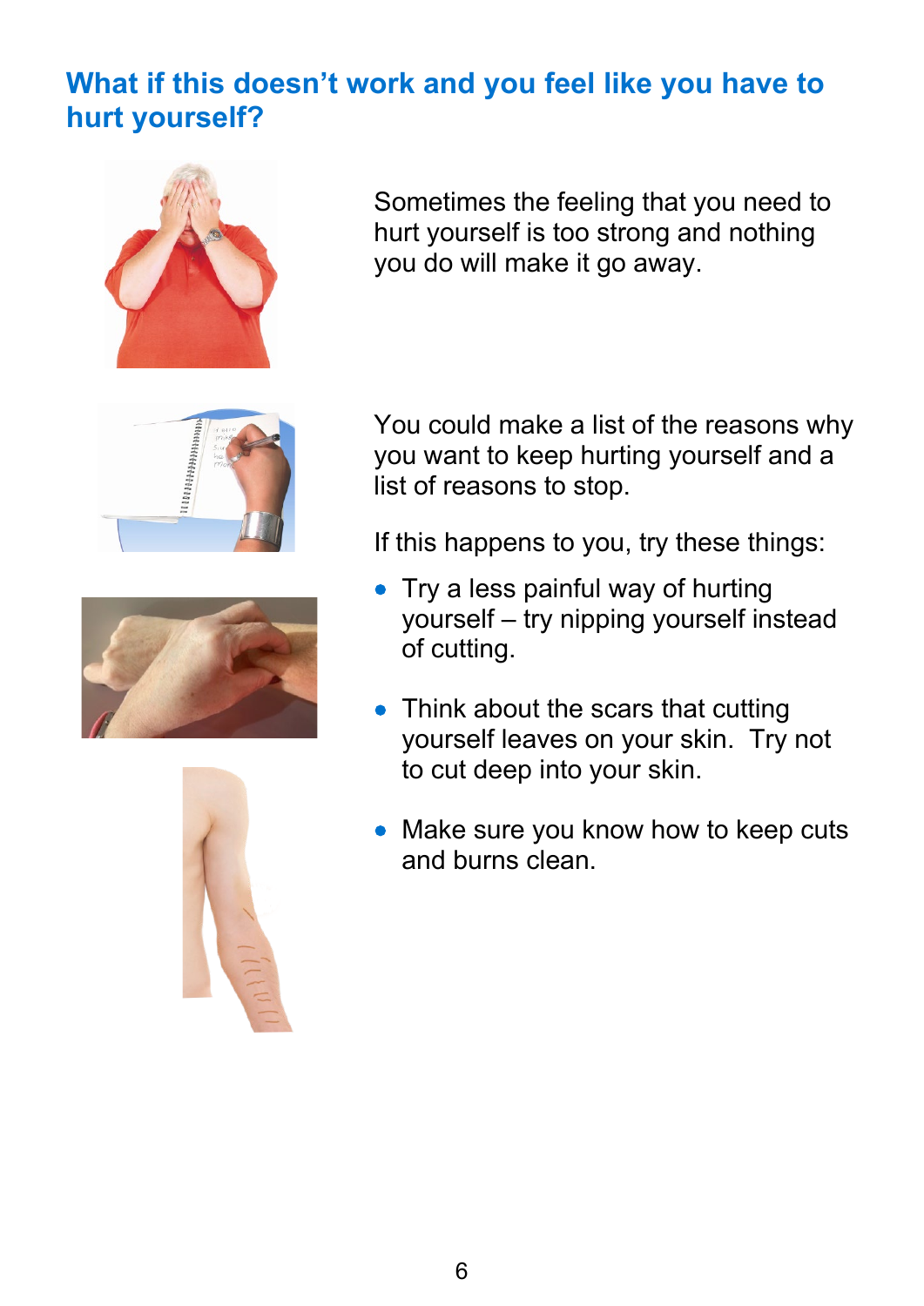## What if this doesn't work and you feel like you have to hurt yourself?

Sometimes the feeling that you need to hurt yourself is too strong and nothing you do will make it go away.

You could make a list of the reasons why you want to keep hurting yourself and a list of reasons to stop.

If this happens to you, try these things:

- Try a less painful way of hurting yourself – try nipping yourself instead of cutting.
- Think about the scars that cutting yourself leaves on your skin. Try not to cut deep into your skin.
- Make sure you know how to keep cuts and burns clean.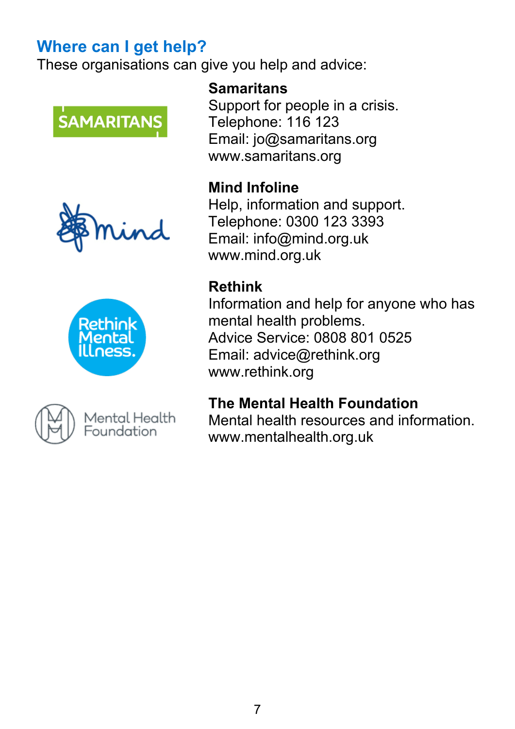## Where can I get help?

These organisations can give you help and advice:

**Samaritans**
Support for people in a crisis.
Telephone: 116 123
Email: jo@samaritans.org
www.samaritans.org

**Mind Infoline**
Help, information and support.
Telephone: 0300 123 3393
Email: info@mind.org.uk
www.mind.org.uk

**Rethink**
Information and help for anyone who has mental health problems.
Advice Service: 0808 801 0525
Email: advice@rethink.org
www.rethink.org

**The Mental Health Foundation**
Mental health resources and information.
www.mentalhealth.org.uk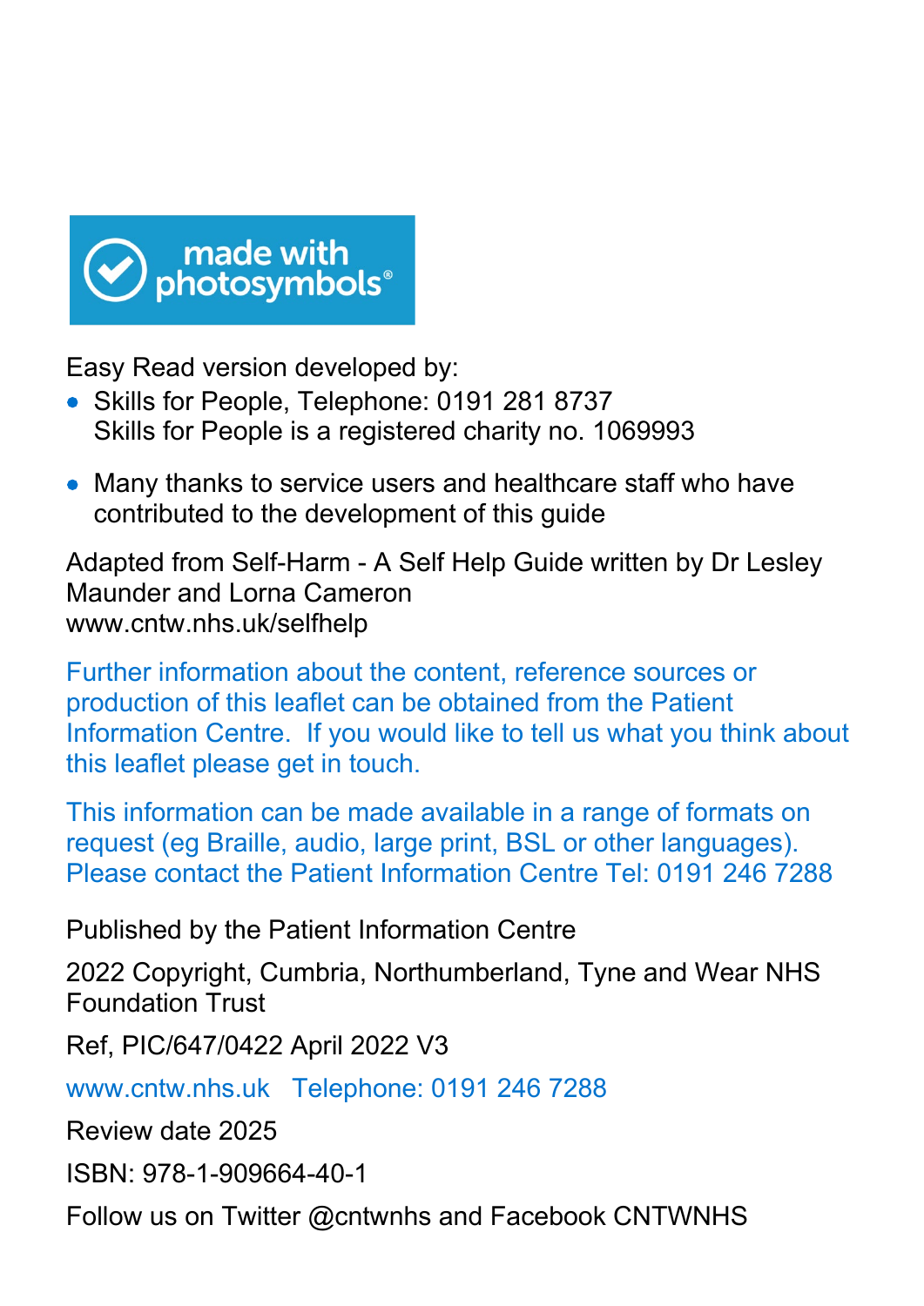made with photosymbols®

Easy Read version developed by:

- Skills for People, Telephone: 0191 281 8737
  Skills for People is a registered charity no. 1069993
- Many thanks to service users and healthcare staff who have contributed to the development of this guide

Adapted from Self-Harm - A Self Help Guide written by Dr Lesley Maunder and Lorna Cameron
www.cntw.nhs.uk/selfhelp

Further information about the content, reference sources or production of this leaflet can be obtained from the Patient Information Centre. If you would like to tell us what you think about this leaflet please get in touch.

This information can be made available in a range of formats on request (eg Braille, audio, large print, BSL or other languages). Please contact the Patient Information Centre Tel: 0191 246 7288

Published by the Patient Information Centre

2022 Copyright, Cumbria, Northumberland, Tyne and Wear NHS Foundation Trust

Ref, PIC/647/0422 April 2022 V3

www.cntw.nhs.uk Telephone: 0191 246 7288

Review date 2025

ISBN: 978-1-909664-40-1

Follow us on Twitter @cntwnhs and Facebook CNTWNHS